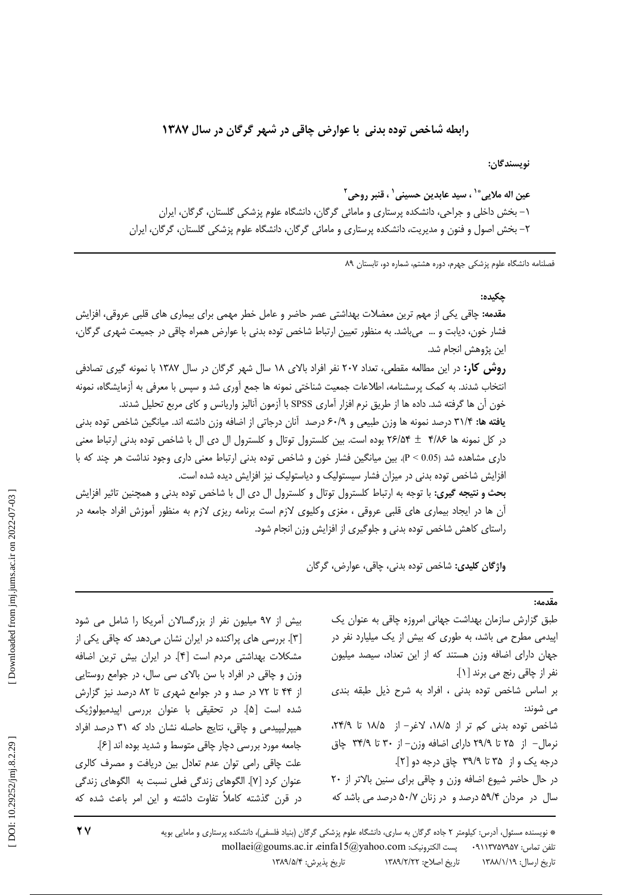# رابطه شاخص توده بدنی با عوارض چاقی در شهر گرگان در سال ۱۳۸۷

**نویسندگان:**

**عین اله ملایی*[1] ، سید عابدین حسینی[1] ، قنبر روحی[2]**

۱- بخش داخلی و جراحی، دانشکده پرستاری و مامائی گرگان، دانشگاه علوم پزشکی گلستان، گرگان، ایران

۲- بخش اصول و فنون و مدیریت، دانشکده پرستاری و مامائی گرگان، دانشگاه علوم پزشکی گلستان، گرگان، ایران

فصلنامه دانشگاه علوم پزشکی جهرم، دوره هشتم، شماره دو، تابستان ۸۹

**چکیده:**

**مقدمه:** چاقی یکی از مهم ترین معضلات بهداشتی عصر حاضر و عامل خطر مهمی برای بیماری های قلبی عروقی، افزایش فشار خون، دیابت و ... می‌باشد. به منظور تعیین ارتباط شاخص توده بدنی با عوارض همراه چاقی در جمعیت شهری گرگان، این پژوهش انجام شد.

**روش کار:** در این مطالعه مقطعی، تعداد ۲۰۷ نفر افراد بالای ۱۸ سال شهر گرگان در سال ۱۳۸۷ با نمونه گیری تصادفی انتخاب شدند. به کمک پرسشنامه، اطلاعات جمعیت شناختی نمونه ها جمع آوری شد و سپس با معرفی به آزمایشگاه، نمونه خون آن ها گرفته شد. داده ها از طریق نرم افزار آماری SPSS با آزمون آنالیز واریانس و کای مربع تحلیل شدند.

**یافته ها:** ۳۱/۴ درصد نمونه ها وزن طبیعی و ۶۰/۹ درصد آنان درجاتی از اضافه وزن داشته اند. میانگین شاخص توده بدنی در کل نمونه ها ۴/۸۶ ± ۲۶/۵۴ بوده است. بین کلسترول توتال و کلسترول ال دی ال با شاخص توده بدنی ارتباط معنی داری مشاهده شد ($P < 0.05$). بین میانگین فشار خون و شاخص توده بدنی ارتباط معنی داری وجود نداشت هر چند که با افزایش شاخص توده بدنی در میزان فشار سیستولیک و دیاستولیک نیز افزایش دیده شده است.

**بحث و نتیجه گیری:** با توجه به ارتباط کلسترول توتال و کلسترول ال دی ال با شاخص توده بدنی و همچنین تاثیر افزایش آن ها در ایجاد بیماری های قلبی عروقی ، مغزی وکلیوی لازم است برنامه ریزی لازم به منظور آموزش افراد جامعه در راستای کاهش شاخص توده بدنی و جلوگیری از افزایش وزن انجام شود.

**واژگان کلیدی:** شاخص توده بدنی، چاقی، عوارض، گرگان

**مقدمه:**

طبق گزارش سازمان بهداشت جهانی امروزه چاقی به عنوان یک اپیدمی مطرح می باشد، به طوری که بیش از یک میلیارد نفر در جهان دارای اضافه وزن هستند که از این تعداد، سیصد میلیون نفر از چاقی رنج می برند [1].

بر اساس شاخص توده بدنی ، افراد به شرح ذیل طبقه بندی می شوند:

شاخص توده بدنی کم تر از ۱۸/۵، لاغر- از ۱۸/۵ تا ۲۴/۹، نرمال- از ۲۵ تا ۲۹/۹ دارای اضافه وزن- از ۳۰ تا ۳۴/۹ چاق درجه یک و از ۳۵ تا ۳۹/۹ چاق درجه دو [2].

در حال حاضر شیوع اضافه وزن و چاقی برای سنین بالاتر از ۲۰ سال در مردان ۵۹/۴ درصد و در زنان ۵۰/۷ درصد می باشد که بیش از ۹۷ میلیون نفر از بزرگسالان آمریکا را شامل می شود [3]. بررسی های پراکنده در ایران نشان می‌دهد که چاقی یکی از مشکلات بهداشتی مردم است [4]. در ایران بیش ترین اضافه وزن و چاقی در افراد با سن بالای سی سال، در جوامع روستایی از ۴۴ تا ۷۲ در صد و در جوامع شهری تا ۸۲ درصد نیز گزارش شده است [5]. در تحقیقی با عنوان بررسی اپیدمیولوژیک هیپرلیپیدمی و چاقی، نتایج حاصله نشان داد که ۳۱ درصد افراد جامعه مورد بررسی دچار چاقی متوسط و شدید بوده اند [6].

علت چاقی رامی توان عدم تعادل بین دریافت و مصرف کالری عنوان کرد [7]. الگوهای زندگی فعلی نسبت به الگوهای زندگی در قرن گذشته کاملاً تفاوت داشته و این امر باعث شده که

* نویسنده مسئول، آدرس: کیلومتر ۲ جاده گرگان به ساری، دانشگاه علوم پزشکی گرگان (بنیاد فلسفی)، دانشکده پرستاری و مامایی بویه

تلفن تماس: ۰۹۱۱۱۳۷۵۷۹۵۷ پست الکترونیک: mollaei@goums.ac.ir ،einfa15@yahoo.com

تاریخ ارسال: ۱۳۸۸/۱/۱۹ تاریخ اصلاح: ۱۳۸۹/۲/۲۲ تاریخ پذیرش: ۱۳۸۹/۵/۴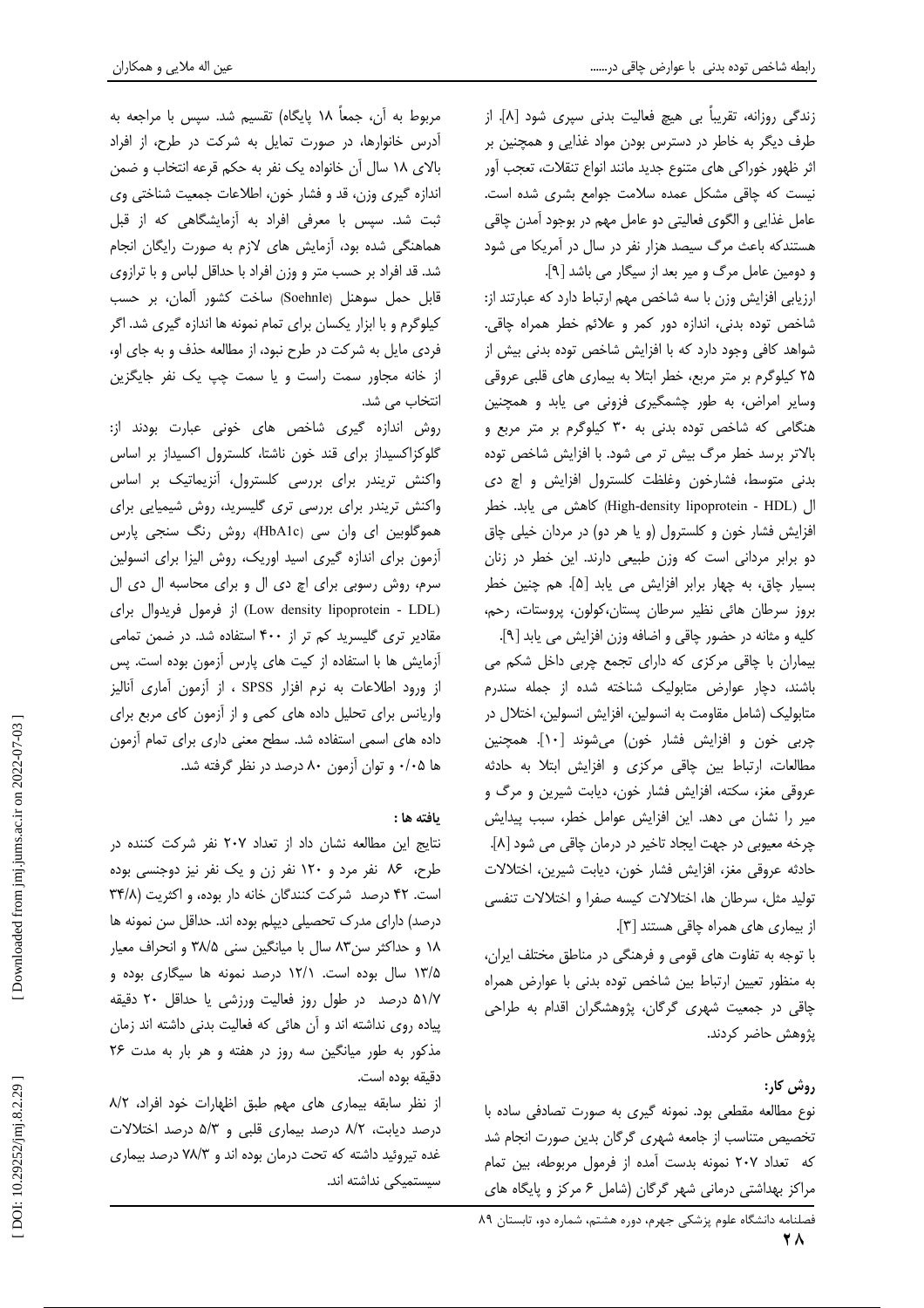زندگی روزانه، تقریباً بی هیچ فعالیت بدنی سپری شود [۸]. از طرف دیگر به خاطر در دسترس بودن مواد غذایی و همچنین بر اثر ظهور خوراکی های متنوع جدید مانند انواع تنقلات، تعجب آور نیست که چاقی مشکل عمده سلامت جوامع بشری شده است. عامل غذایی و الگوی فعالیتی دو عامل مهم در بوجود آمدن چاقی هستندکه باعث مرگ سیصد هزار نفر در سال در آمریکا می شود و دومین عامل مرگ و میر بعد از سیگار می باشد [۹].

ارزیابی افزایش وزن با سه شاخص مهم ارتباط دارد که عبارتند از: شاخص توده بدنی، اندازه دور کمر و علائم خطر همراه چاقی. شواهد کافی وجود دارد که با افزایش شاخص توده بدنی بیش از ۲۵ کیلوگرم بر متر مربع، خطر ابتلا به بیماری های قلبی عروقی وسایر امراض، به طور چشمگیری فزونی می یابد و همچنین هنگامی که شاخص توده بدنی به ۳۰ کیلوگرم بر متر مربع و بالاتر برسد خطر مرگ بیش تر می شود. با افزایش شاخص توده بدنی متوسط، فشارخون وغلظت کلسترول افزایش و اچ دی ال (High-density lipoprotein - HDL) کاهش می یابد. خطر افزایش فشار خون و کلسترول (و یا هر دو) در مردان خیلی چاق دو برابر مردانی است که وزن طبیعی دارند. این خطر در زنان بسیار چاق، به چهار برابر افزایش می یابد [۵]. هم چنین خطر بروز سرطان هائی نظیر سرطان پستان،کولون، پروستات، رحم، کلیه و مثانه در حضور چاقی و اضافه وزن افزایش می یابد [۹].

بیماران با چاقی مرکزی که دارای تجمع چربی داخل شکم می باشند، دچار عوارض متابولیک شناخته شده از جمله سندرم متابولیک (شامل مقاومت به انسولین، افزایش انسولین، اختلال در چربی خون و افزایش فشار خون) می‌شوند [۱۰]. همچنین مطالعات، ارتباط بین چاقی مرکزی و افزایش ابتلا به حادثه عروقی مغز، سکته، افزایش فشار خون، دیابت شیرین و مرگ و میر را نشان می دهد. این افزایش عوامل خطر، سبب پیدایش چرخه معیوبی در جهت ایجاد تاخیر در درمان چاقی می شود [۸]. حادثه عروقی مغز، افزایش فشار خون، دیابت شیرین، اختلالات تولید مثل، سرطان ها، اختلالات کیسه صفرا و اختلالات تنفسی از بیماری های همراه چاقی هستند [۳].

با توجه به تفاوت های قومی و فرهنگی در مناطق مختلف ایران، به منظور تعیین ارتباط بین شاخص توده بدنی با عوارض همراه چاقی در جمعیت شهری گرگان، پژوهشگران اقدام به طراحی پژوهش حاضر کردند.

## روش کار:

نوع مطالعه مقطعی بود. نمونه گیری به صورت تصادفی ساده با تخصیص متناسب از جامعه شهری گرگان بدین صورت انجام شد که تعداد ۲۰۷ نمونه بدست آمده از فرمول مربوطه، بین تمام مراکز بهداشتی درمانی شهر گرگان (شامل ۶ مرکز و پایگاه های مربوط به آن، جمعاً ۱۸ پایگاه) تقسیم شد. سپس با مراجعه به آدرس خانوارها، در صورت تمایل به شرکت در طرح، از افراد بالای ۱۸ سال آن خانواده یک نفر به حکم قرعه انتخاب و ضمن اندازه گیری وزن، قد و فشار خون، اطلاعات جمعیت شناختی وی ثبت شد. سپس با معرفی افراد به آزمایشگاهی که از قبل هماهنگی شده بود، آزمایش های لازم به صورت رایگان انجام شد. قد افراد بر حسب متر و وزن افراد با حداقل لباس و با ترازوی قابل حمل سوهنل (Soehnle) ساخت کشور آلمان، بر حسب کیلوگرم و با ابزار یکسان برای تمام نمونه ها اندازه گیری شد. اگر فردی مایل به شرکت در طرح نبود، از مطالعه حذف و به جای او، از خانه مجاور سمت راست و یا سمت چپ یک نفر جایگزین انتخاب می شد.

روش اندازه گیری شاخص های خونی عبارت بودند از: گلوکزاکسیداز برای قند خون ناشتا، کلسترول اکسیداز بر اساس واکنش تریندر برای بررسی کلسترول، آنزیماتیک بر اساس واکنش تریندر برای بررسی تری گلیسرید، روش شیمیایی برای هموگلوبین ای وان سی (HbA1c)، روش رنگ سنجی پارس آزمون برای اندازه گیری اسید اوریک، روش الیزا برای انسولین سرم، روش رسوبی برای اچ دی ال و برای محاسبه ال دی ال (Low density lipoprotein - LDL) از فرمول فریدوال برای مقادیر تری گلیسرید کم تر از ۴۰۰ استفاده شد. در ضمن تمامی آزمایش ها با استفاده از کیت های پارس آزمون بوده است. پس از ورود اطلاعات به نرم افزار SPSS ، از آزمون آماری آنالیز واریانس برای تحلیل داده های کمی و از آزمون کای مربع برای داده های اسمی استفاده شد. سطح معنی داری برای تمام آزمون ها ۰/۰۵ و توان آزمون ۸۰ درصد در نظر گرفته شد.

## یافته ها :

نتایج این مطالعه نشان داد از تعداد ۲۰۷ نفر شرکت کننده در طرح، ۸۶ نفر مرد و ۱۲۰ نفر زن و یک نفر نیز دوجنسی بوده است. ۴۲ درصد شرکت کنندگان خانه دار بوده، و اکثریت (۳۴/۸ درصد) دارای مدرک تحصیلی دیپلم بوده اند. حداقل سن نمونه ها ۱۸ و حداکثر سن۸۳ سال با میانگین سنی ۳۸/۵ و انحراف معیار ۱۳/۵ سال بوده است. ۱۲/۱ درصد نمونه ها سیگاری بوده و ۵۱/۷ درصد در طول روز فعالیت ورزشی یا حداقل ۲۰ دقیقه پیاده روی نداشته اند و آن هائی که فعالیت بدنی داشته اند زمان مذکور به طور میانگین سه روز در هفته و هر بار به مدت ۲۶ دقیقه بوده است.

از نظر سابقه بیماری های مهم طبق اظهارات خود افراد، ۸/۲ درصد دیابت، ۸/۲ درصد بیماری قلبی و ۵/۳ درصد اختلالات غده تیروئید داشته که تحت درمان بوده اند و ۷۸/۳ درصد بیماری سیستمیکی نداشته اند.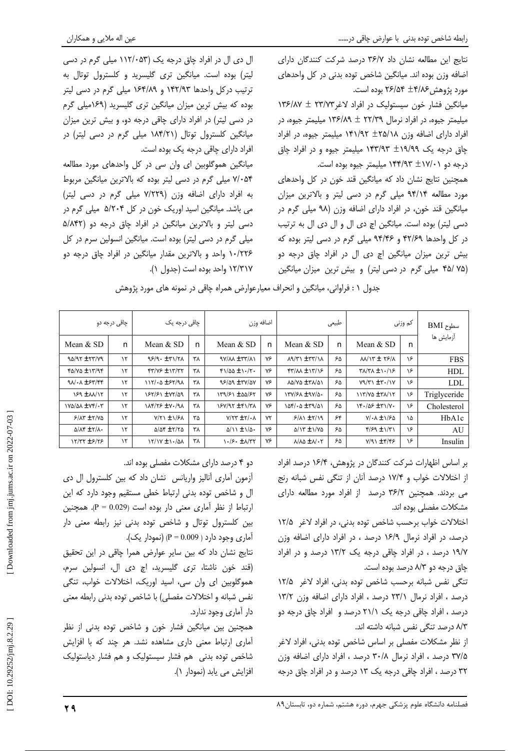نتایج این مطالعه نشان داد ۳۶/۷ درصد شرکت کنندگان دارای اضافه وزن بوده اند. میانگین شاخص توده بدنی در کل واحدهای مورد پژوهش۴/۸۶± ۲۶/۵۴ بوده است.

میانگین فشار خون سیستولیک در افراد لاغر۲۳/۷۳ ± ۱۳۶/۸۷ میلیمتر جیوه، در افراد نرمال ۲۲/۳۹ ± ۱۳۶/۸۹ میلیمتر جیوه، در افراد دارای اضافه وزن ۲۵/۱۸± ۱۴۱/۹۲ میلیمتر جیوه، در افراد چاق درجه یک ۱۹/۹۹± ۱۴۳/۹۳ میلیمتر جیوه و در افراد چاق درجه دو ۱۷/۰۱± ۱۴۴/۹۳ میلیمتر جیوه بوده است.

همچنین نتایج نشان داد که میانگین قند خون در کل واحدهای مورد مطالعه ۹۴/۱۴ میلی گرم در دسی لیتر و بالاترین میزان میانگین قند خون، در افراد دارای اضافه وزن (۹۸ میلی گرم در دسی لیتر) بوده است. میانگین اچ دی ال و ال دی ال به ترتیب در کل واحدها ۴۲/۶۹ و ۹۴/۴۶ میلی گرم در دسی لیتر بوده که بیش ترین میزان میانگین اچ دی ال در افراد چاق درجه دو (۷۵/ ۴۵ میلی گرم در دسی لیتر) و بیش ترین میزان میانگین ال دی ال در افراد چاق درجه یک (۱۱۲/۰۵۳ میلی گرم در دسی لیتر) بوده است. میانگین تری گلیسرید و کلسترول توتال به ترتیب درکل واحدها ۱۴۲/۹۳ و ۱۶۴/۸۹ میلی گرم در دسی لیتر بوده که بیش ترین میزان میانگین تری گلیسرید (۱۶۹میلی گرم در دسی لیتر) در افراد دارای چاقی درجه دو، و بیش ترین میزان میانگین کلسترول توتال (۱۸۴/۲۱ میلی گرم در دسی لیتر) در افراد دارای چاقی درجه یک بوده است.

میانگین هموگلوبین ای وان سی در کل واحدهای مورد مطالعه ۷/۰۵۴ میلی گرم در دسی لیتر بوده که بالاترین میانگین مربوط به افراد دارای اضافه وزن (۷/۲۲۹ میلی گرم در دسی لیتر) می باشد. میانگین اسید اوریک خون در کل ۵/۲۰۴ میلی گرم در دسی لیتر و بالاترین میانگین در افراد چاق درجه دو (۵/۸۴۲ میلی گرم در دسی لیتر) بوده است. میانگین انسولین سرم در کل ۱۰/۲۲۶ واحد و بالاترین مقدار میانگین در افراد چاق درجه دو ۱۲/۳۱۷ واحد بوده است (جدول ۱).

جدول ۱ : فراوانی، میانگین و انحراف معیارعوارض همراه چاقی در نمونه های مورد پژوهش

| سطوح BMI / آزمایش ها | کم وزنی | | طبیعی | | اضافه وزن | | چاقی درجه یک | | چاقی درجه دو | |
|---|---|---|---|---|---|---|---|---|---|---|
| | n | Mean & SD | n | Mean & SD | n | Mean & SD | n | Mean & SD | n | Mean & SD |
| FBS | ۱۶ | ۸۸/۱۳ ± ۲۶/۸ | ۶۵ | ۸۹/۳۱ ±۳۳/۱۸ | ۷۶ | ۹۷/۸۸ ±۳۳/۸۱ | ۳۸ | ۹۶/۹۰ ±۳۱/۲۸ | ۱۲ | ۹۵/۹۲ ±۲۳/۷۹ |
| HDL | ۱۶ | ۳۸/۳۸ ±۱۰/۱۶ | ۶۵ | ۴۳/۸۸ ±۱۳/۱۶ | ۷۶ | ۴۱/۵۵ ±۱۰/۲۰ | ۳۸ | ۴۳/۷۶ ±۱۳/۳۲ | ۱۲ | ۴۵/۷۵ ±۱۳/۹۴ |
| LDL | ۱۶ | ۷۹/۳۱ ±۳۰/۱۷ | ۶۵ | ۸۵/۷۵ ±۳۸/۵۱ | ۷۶ | ۹۶/۵۹ ±۳۷/۵۷ | ۳۸ | ۱۱۲/۰۵ ±۶۲/۹۸ | ۱۲ | ۹۸/۰۸ ±۶۳/۴۴ |
| Triglyceride | ۱۶ | ۱۱۳/۷۵ ±۳۸/۱۲ | ۶۵ | ۱۳۷/۶۸ ±۹۷/۵۰ | ۷۶ | ۱۳۹/۶۱ ±۵۵/۶۲ | ۳۸ | ۱۶۲/۶۱ ±۷۲/۵۹ | ۱۲ | ۱۶۹ ±۸۸/۱۲ |
| Cholesterol | ۱۶ | ۱۴۰/۵۶ ±۳۱/۷۰ | ۶۵ | ۱۵۴/۰۵ ±۳۹/۵۱ | ۷۶ | ۱۶۷/۹۲ ±۴۱/۳۸ | ۳۸ | ۱۸۴/۲۶ ±۷۰/۹۸ | ۱۲ | ۱۷۵/۵۸ ±۷۴/۰۳ |
| HbA1c | ۱۵ | ۷/۰۸ ±۱/۶۵ | ۶۴ | ۶/۸۱ ±۲/۱۹ | ۷۲ | ۷/۲۳ ±۲/۰۸ | ۳۵ | ۷/۲۱ ±۱/۶۸ | ۱۲ | ۶/۸۳ ±۲/۷۵ |
| AU | ۱۶ | ۴/۶۹ ±۱/۳۱ | ۶۵ | ۵/۱۳ ±۱/۷۵ | ۷۶ | ۵/۱۱ ±۱/۵۰ | ۳۸ | ۵/۵۴ ±۲/۲۵ | ۱۲ | ۵/۸۴ ±۲/۸۰ |
| Insulin | ۱۶ | ۷/۹۱ ±۴/۴۶ | ۶۵ | ۸/۸۵ ±۸/۰۲ | ۷۶ | ۱۰/۶۰ ±۸/۳۲ | ۳۸ | ۱۲/۱۷ ±۱۰/۵۸ | ۱۲ | ۱۲/۳۲ ±۶/۲۶ |

بر اساس اظهارات شرکت کنندگان در پژوهش، ۱۶/۴ درصد افراد از اختلالات خواب و ۱۷/۴ درصد آنان از تنگی نفس شبانه رنج می برند. همچنین ۳۶/۲ درصد از افراد مورد مطالعه دارای مشکلات مفصلی بوده اند.

اختلالات خواب برحسب شاخص توده بدنی، در افراد لاغر ۱۲/۵ درصد، در افراد نرمال ۱۶/۹ درصد ، در افراد دارای اضافه وزن ۱۹/۷ درصد ، در افراد چاقی درجه یک ۱۳/۲ درصد و در افراد چاق درجه دو ۸/۳ درصد بوده است.

تنگی نفس شبانه برحسب شاخص توده بدنی، افراد لاغر ۱۲/۵ درصد ، افراد نرمال ۲۳/۱ درصد ، افراد دارای اضافه وزن ۱۳/۲ درصد ، افراد چاقی درجه یک ۲۱/۱ درصد و افراد چاق درجه دو ۸/۳ درصد تنگی نفس شبانه داشته اند.

از نظر مشکلات مفصلی بر اساس شاخص توده بدنی، افراد لاغر ۳۷/۵ درصد ، افراد نرمال ۳۰/۸ درصد ، افراد دارای اضافه وزن ۳۲ درصد ، افراد چاقی درجه یک ۱۳ درصد و در افراد چاق درجه دو ۴ درصد دارای مشکلات مفصلی بوده اند.

آزمون آماری آنالیز واریانس نشان داد که بین کلسترول ال دی ال و شاخص توده بدنی ارتباط خطی مستقیم وجود دارد که این ارتباط از نظر آماری معنی دار بوده است ($P = 0.029$). همچنین بین کلسترول توتال و شاخص توده بدنی نیز رابطه معنی دار آماری وجود دارد ( $P = 0.009$) (نمودار یک).

نتایج نشان داد که بین سایر عوارض همرا چاقی در این تحقیق (قند خون ناشتا، تری گلیسرید، اچ دی ال، انسولین سرم، هموگلوبین ای وان سی، اسید اوریک، اختلالات خواب، تنگی نفس شبانه و اختلالات مفصلی) با شاخص توده بدنی رابطه معنی دار آماری وجود ندارد.

همچنین بین میانگین فشار خون و شاخص توده بدنی از نظر آماری ارتباط معنی داری مشاهده نشد. هر چند که با افزایش شاخص توده بدنی هم فشار سیستولیک و هم فشار دیاستولیک افزایش می یابد (نمودار ۱).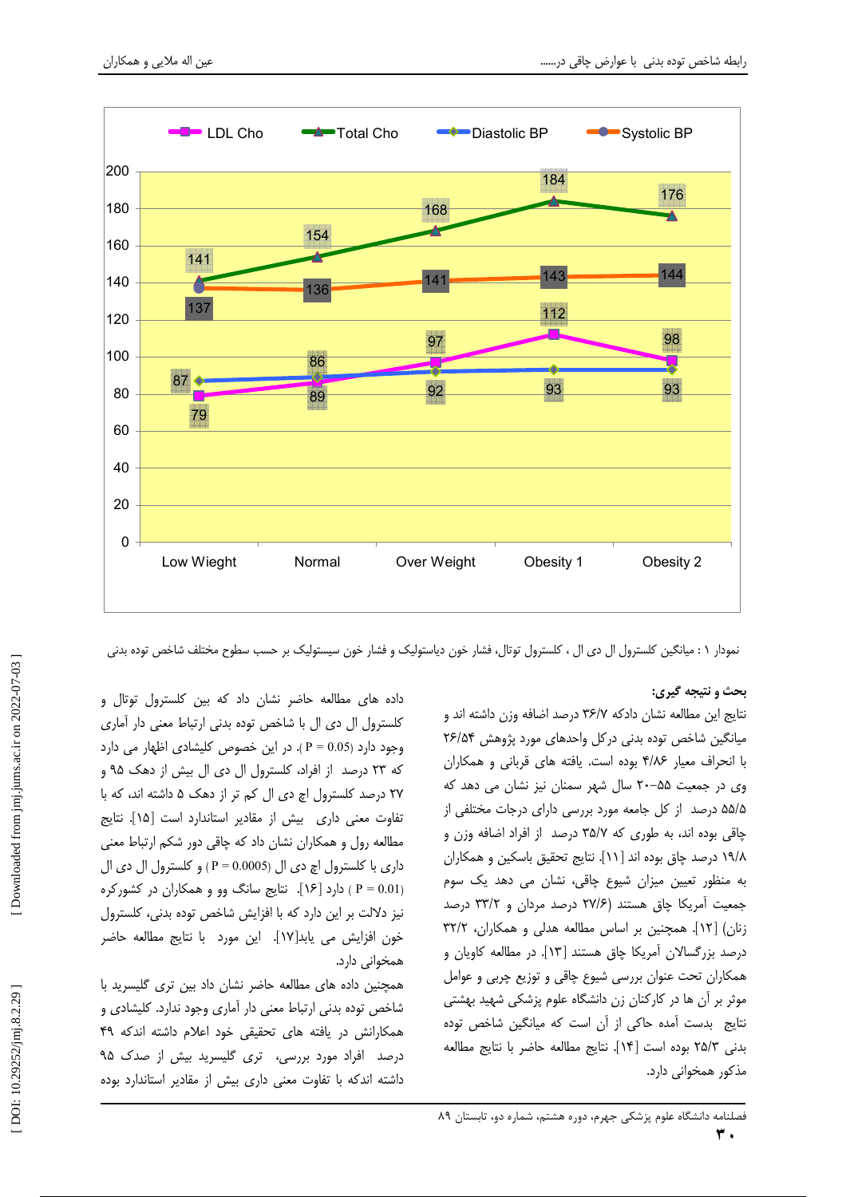نمودار ۱ : میانگین کلسترول ال دی ال ، کلسترول توتال، فشار خون دیاستولیک و فشار خون سیستولیک بر حسب سطوح مختلف شاخص توده بدنی

## بحث و نتیجه گیری:

نتایج این مطالعه نشان دادکه ۳۶/۷ درصد اضافه وزن داشته اند و میانگین شاخص توده بدنی درکل واحدهای مورد پژوهش ۲۶/۵۴ با انحراف معیار ۴/۸۶ بوده است. یافته های قربانی و همکاران وی در جمعیت ۵۵–۲۰ سال شهر سمنان نیز نشان می دهد که ۵۵/۵ درصد از کل جامعه مورد بررسی دارای درجات مختلفی از چاقی بوده اند، به طوری که ۳۵/۷ درصد از افراد اضافه وزن و ۱۹/۸ درصد چاق بوده اند [۱۱]. نتایج تحقیق باسکین و همکاران به منظور تعیین میزان شیوع چاقی، نشان می دهد که یک سوم جمعیت آمریکا چاق هستند (۲۷/۶ درصد مردان و ۳۳/۲ درصد زنان) [۱۲]. همچنین بر اساس مطالعه هدلی و همکاران، ۳۲/۲ درصد بزرگسالان آمریکا چاق هستند [۱۳]. در مطالعه کاویان و همکاران تحت عنوان بررسی شیوع چاقی و توزیع چربی و عوامل موثر بر آن ها در کارکنان زن دانشگاه علوم پزشکی شهید بهشتی نتایج بدست آمده حاکی از آن است که میانگین شاخص توده بدنی ۲۵/۳ بوده است [۱۴]. نتایج مطالعه حاضر با نتایج مطالعه مذکور همخوانی دارد.

داده های مطالعه حاضر نشان داد که بین کلسترول توتال و کلسترول ال دی ال با شاخص توده بدنی ارتباط معنی دار آماری وجود دارد (P = 0.05 ). در این خصوص کلیشادی اظهار می دارد که ۲۳ درصد از افراد، کلسترول ال دی ال بیش از دهک ۹۵ و ۲۷ درصد کلسترول اچ دی ال کم تر از دهک ۵ داشته اند، که با تفاوت معنی داری بیش از مقادیر استاندارد است [۱۵]. نتایج مطالعه رول و همکاران نشان داد که چاقی دور شکم ارتباط معنی داری با کلسترول اچ دی ال (P = 0.0005 ) و کلسترول ال دی ال ( P = 0.01) دارد [۱۶]. نتایج سانگ وو و همکاران در کشورکره نیز دلالت بر این دارد که با افزایش شاخص توده بدنی، کلسترول خون افزایش می یابد[۱۷]. این مورد با نتایج مطالعه حاضر همخوانی دارد.

همچنین داده های مطالعه حاضر نشان داد بین تری گلیسرید با شاخص توده بدنی ارتباط معنی دار آماری وجود ندارد. کلیشادی و همکارانش در یافته های تحقیقی خود اعلام داشته اندکه ۴۹ درصد افراد مورد بررسی، تری گلیسرید بیش از صدک ۹۵ داشته اندکه با تفاوت معنی داری بیش از مقادیر استاندارد بوده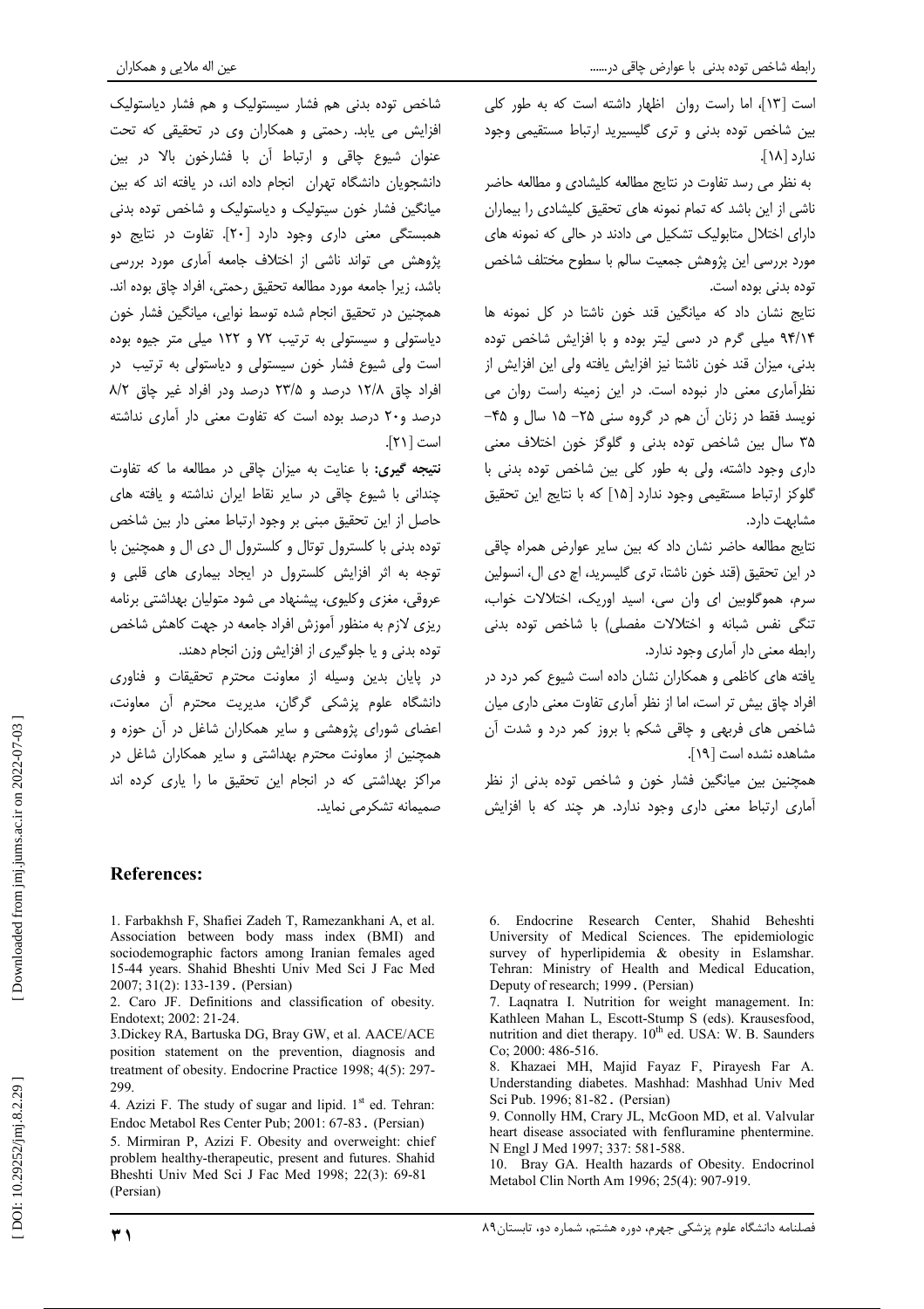است [۱۳]، اما راست روان اظهار داشته است که به طور کلی بین شاخص توده بدنی و تری گلیسیرید ارتباط مستقیمی وجود ندارد [۱۸].

به نظر می رسد تفاوت در نتایج مطالعه کلیشادی و مطالعه حاضر ناشی از این باشد که تمام نمونه های تحقیق کلیشادی را بیماران دارای اختلال متابولیک تشکیل می دادند در حالی که نمونه های مورد بررسی این پژوهش جمعیت سالم با سطوح مختلف شاخص توده بدنی بوده است.

نتایج نشان داد که میانگین قند خون ناشتا در کل نمونه ها ۹۴/۱۴ میلی گرم در دسی لیتر بوده و با افزایش شاخص توده بدنی، میزان قند خون ناشتا نیز افزایش یافته ولی این افزایش از نظرآماری معنی دار نبوده است. در این زمینه راست روان می نویسد فقط در زنان آن هم در گروه سنی ۲۵- ۱۵ سال و ۴۵- ۳۵ سال بین شاخص توده بدنی و گلوگز خون اختلاف معنی داری وجود داشته، ولی به طور کلی بین شاخص توده بدنی با گلوکز ارتباط مستقیمی وجود ندارد [۱۵] که با نتایج این تحقیق مشابهت دارد.

نتایج مطالعه حاضر نشان داد که بین سایر عوارض همراه چاقی در این تحقیق (قند خون ناشتا، تری گلیسرید، اچ دی ال، انسولین سرم، هموگلوبین ای وان سی، اسید اوریک، اختلالات خواب، تنگی نفس شبانه و اختلالات مفصلی) با شاخص توده بدنی رابطه معنی دار آماری وجود ندارد.

یافته های کاظمی و همکاران نشان داده است شیوع کمر درد در افراد چاق بیش تر است، اما از نظر آماری تفاوت معنی داری میان شاخص های فربهی و چاقی شکم با بروز کمر درد و شدت آن مشاهده نشده است [۱۹].

همچنین بین میانگین فشار خون و شاخص توده بدنی از نظر آماری ارتباط معنی داری وجود ندارد. هر چند که با افزایش شاخص توده بدنی هم فشار سیستولیک و هم فشار دیاستولیک افزایش می یابد. رحمتی و همکاران وی در تحقیقی که تحت عنوان شیوع چاقی و ارتباط آن با فشارخون بالا در بین دانشجویان دانشگاه تهران انجام داده اند، در یافته اند که بین میانگین فشار خون سیتولیک و دیاستولیک و شاخص توده بدنی همبستگی معنی داری وجود دارد [۲۰]. تفاوت در نتایج دو پژوهش می تواند ناشی از اختلاف جامعه آماری مورد بررسی باشد، زیرا جامعه مورد مطالعه تحقیق رحمتی، افراد چاق بوده اند. همچنین در تحقیق انجام شده توسط نوایی، میانگین فشار خون دیاستولی و سیستولی به ترتیب ۷۲ و ۱۲۲ میلی متر جیوه بوده است ولی شیوع فشار خون سیستولی و دیاستولی به ترتیب در افراد چاق ۱۲/۸ درصد و ۲۳/۵ درصد ودر افراد غیر چاق ۸/۲ درصد و۲۰ درصد بوده است که تفاوت معنی دار آماری نداشته است [۲۱].

**نتیجه گیری:** با عنایت به میزان چاقی در مطالعه ما که تفاوت چندانی با شیوع چاقی در سایر نقاط ایران نداشته و یافته های حاصل از این تحقیق مبنی بر وجود ارتباط معنی دار بین شاخص توده بدنی با کلسترول توتال و کلسترول ال دی ال و همچنین با توجه به اثر افزایش کلسترول در ایجاد بیماری های قلبی و عروقی، مغزی وکلیوی، پیشنهاد می شود متولیان بهداشتی برنامه ریزی لازم به منظور آموزش افراد جامعه در جهت کاهش شاخص توده بدنی و یا جلوگیری از افزایش وزن انجام دهند.

در پایان بدین وسیله از معاونت محترم تحقیقات و فناوری دانشگاه علوم پزشکی گرگان، مدیریت محترم آن معاونت، اعضای شورای پژوهشی و سایر همکاران شاغل در آن حوزه و همچنین از معاونت محترم بهداشتی و سایر همکاران شاغل در مراکز بهداشتی که در انجام این تحقیق ما را یاری کرده اند صمیمانه تشکرمی نماید.

## References:

1. Farbakhsh F, Shafiei Zadeh T, Ramezankhani A, et al. Association between body mass index (BMI) and sociodemographic factors among Iranian females aged 15-44 years. Shahid Bheshti Univ Med Sci J Fac Med 2007; 31(2): 133-139. (Persian)
2. Caro JF. Definitions and classification of obesity. Endotext; 2002: 21-24.
3. Dickey RA, Bartuska DG, Bray GW, et al. AACE/ACE position statement on the prevention, diagnosis and treatment of obesity. Endocrine Practice 1998; 4(5): 297-299.
4. Azizi F. The study of sugar and lipid. 1st ed. Tehran: Endoc Metabol Res Center Pub; 2001: 67-83. (Persian)
5. Mirmiran P, Azizi F. Obesity and overweight: chief problem healthy-therapeutic, present and futures. Shahid Bheshti Univ Med Sci J Fac Med 1998; 22(3): 69-81 (Persian)
6. Endocrine Research Center, Shahid Beheshti University of Medical Sciences. The epidemiologic survey of hyperlipidemia & obesity in Eslamshar. Tehran: Ministry of Health and Medical Education, Deputy of research; 1999. (Persian)
7. Laqnatra I. Nutrition for weight management. In: Kathleen Mahan L, Escott-Stump S (eds). Krausesfood, nutrition and diet therapy. 10th ed. USA: W. B. Saunders Co; 2000: 486-516.
8. Khazaei MH, Majid Fayaz F, Pirayesh Far A. Understanding diabetes. Mashhad: Mashhad Univ Med Sci Pub. 1996; 81-82. (Persian)
9. Connolly HM, Crary JL, McGoon MD, et al. Valvular heart disease associated with fenfluramine phentermine. N Engl J Med 1997; 337: 581-588.
10. Bray GA. Health hazards of Obesity. Endocrinol Metabol Clin North Am 1996; 25(4): 907-919.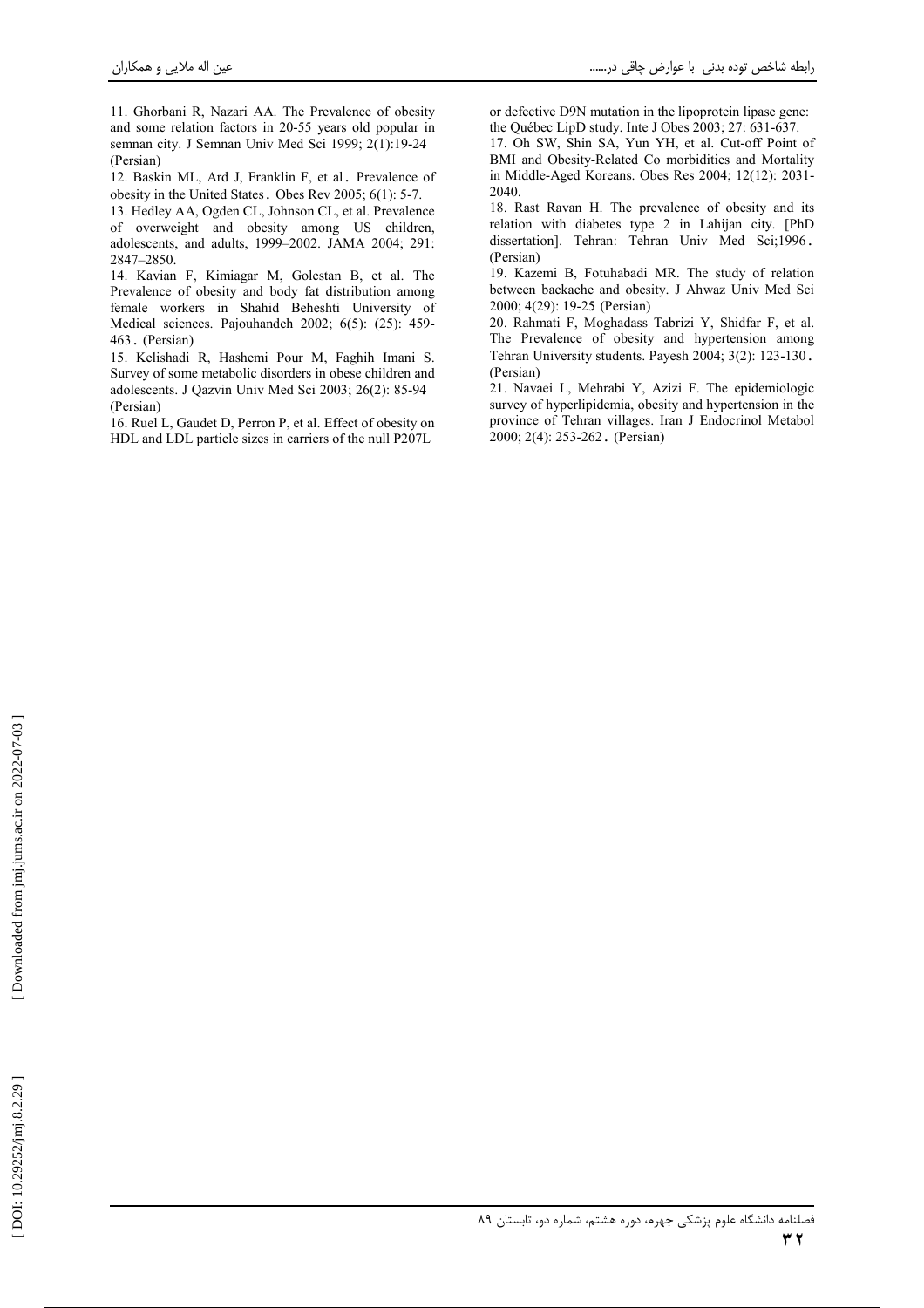11. Ghorbani R, Nazari AA. The Prevalence of obesity and some relation factors in 20-55 years old popular in semnan city. J Semnan Univ Med Sci 1999; 2(1):19-24 (Persian)

12. Baskin ML, Ard J, Franklin F, et al. Prevalence of obesity in the United States. Obes Rev 2005; 6(1): 5-7.

13. Hedley AA, Ogden CL, Johnson CL, et al. Prevalence of overweight and obesity among US children, adolescents, and adults, 1999–2002. JAMA 2004; 291: 2847–2850.

14. Kavian F, Kimiagar M, Golestan B, et al. The Prevalence of obesity and body fat distribution among female workers in Shahid Beheshti University of Medical sciences. Pajouhandeh 2002; 6(5): (25): 459-463. (Persian)

15. Kelishadi R, Hashemi Pour M, Faghih Imani S. Survey of some metabolic disorders in obese children and adolescents. J Qazvin Univ Med Sci 2003; 26(2): 85-94 (Persian)

16. Ruel L, Gaudet D, Perron P, et al. Effect of obesity on HDL and LDL particle sizes in carriers of the null P207L or defective D9N mutation in the lipoprotein lipase gene: the Québec LipD study. Inte J Obes 2003; 27: 631-637.

17. Oh SW, Shin SA, Yun YH, et al. Cut-off Point of BMI and Obesity-Related Co morbidities and Mortality in Middle-Aged Koreans. Obes Res 2004; 12(12): 2031-2040.

18. Rast Ravan H. The prevalence of obesity and its relation with diabetes type 2 in Lahijan city. [PhD dissertation]. Tehran: Tehran Univ Med Sci;1996. (Persian)

19. Kazemi B, Fotuhabadi MR. The study of relation between backache and obesity. J Ahwaz Univ Med Sci 2000; 4(29): 19-25 (Persian)

20. Rahmati F, Moghadass Tabrizi Y, Shidfar F, et al. The Prevalence of obesity and hypertension among Tehran University students. Payesh 2004; 3(2): 123-130. (Persian)

21. Navaei L, Mehrabi Y, Azizi F. The epidemiologic survey of hyperlipidemia, obesity and hypertension in the province of Tehran villages. Iran J Endocrinol Metabol 2000; 2(4): 253-262. (Persian)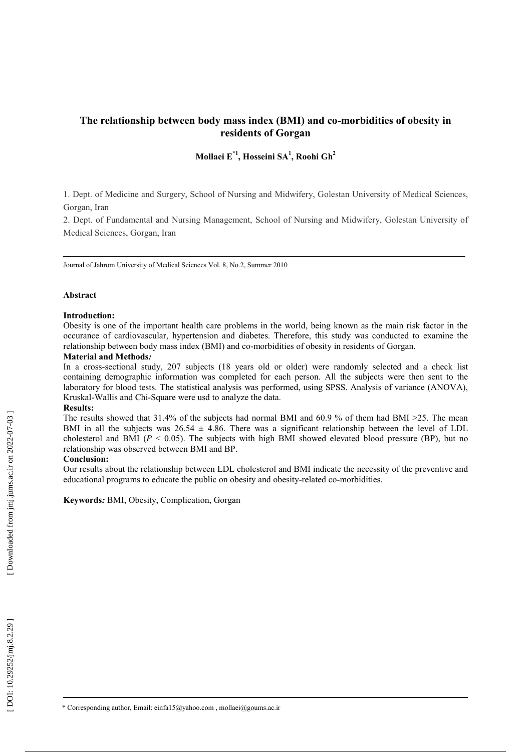# The relationship between body mass index (BMI) and co-morbidities of obesity in residents of Gorgan

**Mollaei E[*1], Hosseini SA[1], Roohi Gh[2]**

1. Dept. of Medicine and Surgery, School of Nursing and Midwifery, Golestan University of Medical Sciences, Gorgan, Iran
2. Dept. of Fundamental and Nursing Management, School of Nursing and Midwifery, Golestan University of Medical Sciences, Gorgan, Iran

Journal of Jahrom University of Medical Seiences Vol. 8, No.2, Summer 2010

**Abstract**

**Introduction:**
Obesity is one of the important health care problems in the world, being known as the main risk factor in the occurance of cardiovascular, hypertension and diabetes. Therefore, this study was conducted to examine the relationship between body mass index (BMI) and co-morbidities of obesity in residents of Gorgan.

**Material and Methods*:***
In a cross-sectional study, 207 subjects (18 years old or older) were randomly selected and a check list containing demographic information was completed for each person. All the subjects were then sent to the laboratory for blood tests. The statistical analysis was performed, using SPSS. Analysis of variance (ANOVA), Kruskal-Wallis and Chi-Square were usd to analyze the data.

**Results:**
The results showed that 31.4% of the subjects had normal BMI and 60.9 % of them had BMI >25. The mean BMI in all the subjects was $26.54 \pm 4.86$. There was a significant relationship between the level of LDL cholesterol and BMI ($P < 0.05$). The subjects with high BMI showed elevated blood pressure (BP), but no relationship was observed between BMI and BP.

**Conclusion:**
Our results about the relationship between LDL cholesterol and BMI indicate the necessity of the preventive and educational programs to educate the public on obesity and obesity-related co-morbidities.

**Keywords*:*** BMI, Obesity, Complication, Gorgan

\* Corresponding author, Email: einfa15@yahoo.com , mollaei@goums.ac.ir